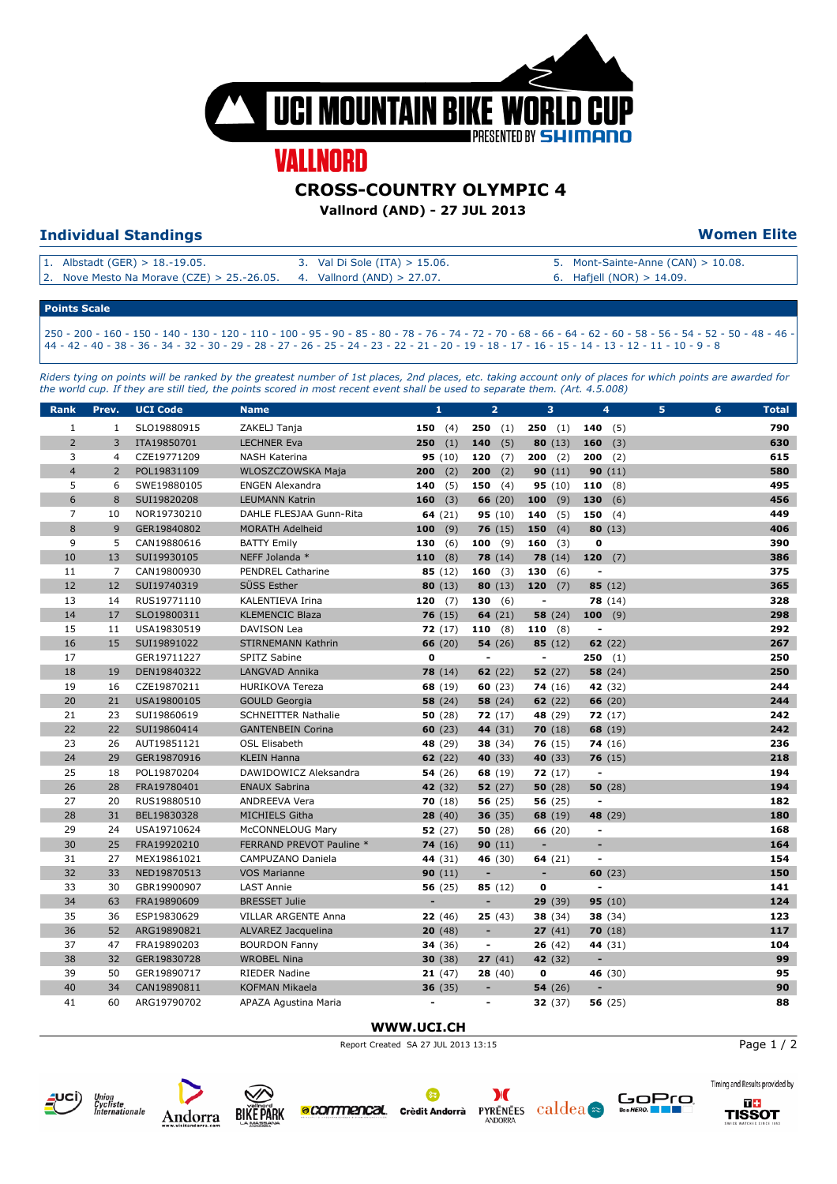# UCI MOUNTAIN BIKE WORLD CUP

PRESENTED BY SHIMANO

## VALLNORD

## CROSS-COUNTRY OLYMPIC 4

**Vallnord (AND) - 27 JUL 2013**

### Individual Standings

### Women Elite

| | | |
|---|---|---|
| 1. Albstadt (GER) > 18.-19.05. | 3. Val Di Sole (ITA) > 15.06. | 5. Mont-Sainte-Anne (CAN) > 10.08. |
| 2. Nove Mesto Na Morave (CZE) > 25.-26.05. | 4. Vallnord (AND) > 27.07. | 6. Hafjell (NOR) > 14.09. |

**Points Scale**

250 - 200 - 160 - 150 - 140 - 130 - 120 - 110 - 100 - 95 - 90 - 85 - 80 - 78 - 76 - 74 - 72 - 70 - 68 - 66 - 64 - 62 - 60 - 58 - 56 - 54 - 52 - 50 - 48 - 46 - 44 - 42 - 40 - 38 - 36 - 34 - 32 - 30 - 29 - 28 - 27 - 26 - 25 - 24 - 23 - 22 - 21 - 20 - 19 - 18 - 17 - 16 - 15 - 14 - 13 - 12 - 11 - 10 - 9 - 8

*Riders tying on points will be ranked by the greatest number of 1st places, 2nd places, etc. taking account only of places for which points are awarded for the world cup. If they are still tied, the points scored in most recent event shall be used to separate them. (Art. 4.5.008)*

| Rank | Prev. | UCI Code | Name | 1 | 2 | 3 | 4 | 5 | 6 | Total |
|---|---|---|---|---|---|---|---|---|---|---|
| 1 | 1 | SLO19880915 | ZAKELJ Tanja | **150** (4) | **250** (1) | **250** (1) | **140** (5) | | | **790** |
| 2 | 3 | ITA19850701 | LECHNER Eva | **250** (1) | **140** (5) | **80** (13) | **160** (3) | | | **630** |
| 3 | 4 | CZE19771209 | NASH Katerina | **95** (10) | **120** (7) | **200** (2) | **200** (2) | | | **615** |
| 4 | 2 | POL19831109 | WLOSZCZOWSKA Maja | **200** (2) | **200** (2) | **90** (11) | **90** (11) | | | **580** |
| 5 | 6 | SWE19880105 | ENGEN Alexandra | **140** (5) | **150** (4) | **95** (10) | **110** (8) | | | **495** |
| 6 | 8 | SUI19820208 | LEUMANN Katrin | **160** (3) | **66** (20) | **100** (9) | **130** (6) | | | **456** |
| 7 | 10 | NOR19730210 | DAHLE FLESJAA Gunn-Rita | **64** (21) | **95** (10) | **140** (5) | **150** (4) | | | **449** |
| 8 | 9 | GER19840802 | MORATH Adelheid | **100** (9) | **76** (15) | **150** (4) | **80** (13) | | | **406** |
| 9 | 5 | CAN19880616 | BATTY Emily | **130** (6) | **100** (9) | **160** (3) | **0** | | | **390** |
| 10 | 13 | SUI19930105 | NEFF Jolanda * | **110** (8) | **78** (14) | **78** (14) | **120** (7) | | | **386** |
| 11 | 7 | CAN19800930 | PENDREL Catharine | **85** (12) | **160** (3) | **130** (6) | - | | | **375** |
| 12 | 12 | SUI19740319 | SÜSS Esther | **80** (13) | **80** (13) | **120** (7) | **85** (12) | | | **365** |
| 13 | 14 | RUS19771110 | KALENTIEVA Irina | **120** (7) | **130** (6) | - | **78** (14) | | | **328** |
| 14 | 17 | SLO19800311 | KLEMENCIC Blaza | **76** (15) | **64** (21) | **58** (24) | **100** (9) | | | **298** |
| 15 | 11 | USA19830519 | DAVISON Lea | **72** (17) | **110** (8) | **110** (8) | - | | | **292** |
| 16 | 15 | SUI19891022 | STIRNEMANN Kathrin | **66** (20) | **54** (26) | **85** (12) | **62** (22) | | | **267** |
| 17 | | GER19711227 | SPITZ Sabine | **0** | - | - | **250** (1) | | | **250** |
| 18 | 19 | DEN19840322 | LANGVAD Annika | **78** (14) | **62** (22) | **52** (27) | **58** (24) | | | **250** |
| 19 | 16 | CZE19870211 | HURIKOVA Tereza | **68** (19) | **60** (23) | **74** (16) | **42** (32) | | | **244** |
| 20 | 21 | USA19800105 | GOULD Georgia | **58** (24) | **58** (24) | **62** (22) | **66** (20) | | | **244** |
| 21 | 23 | SUI19860619 | SCHNEITTER Nathalie | **50** (28) | **72** (17) | **48** (29) | **72** (17) | | | **242** |
| 22 | 22 | SUI19860414 | GANTENBEIN Corina | **60** (23) | **44** (31) | **70** (18) | **68** (19) | | | **242** |
| 23 | 26 | AUT19851121 | OSL Elisabeth | **48** (29) | **38** (34) | **76** (15) | **74** (16) | | | **236** |
| 24 | 29 | GER19870916 | KLEIN Hanna | **62** (22) | **40** (33) | **40** (33) | **76** (15) | | | **218** |
| 25 | 18 | POL19870204 | DAWIDOWICZ Aleksandra | **54** (26) | **68** (19) | **72** (17) | - | | | **194** |
| 26 | 28 | FRA19780401 | ENAUX Sabrina | **42** (32) | **52** (27) | **50** (28) | **50** (28) | | | **194** |
| 27 | 20 | RUS19880510 | ANDREEVA Vera | **70** (18) | **56** (25) | **56** (25) | - | | | **182** |
| 28 | 31 | BEL19830328 | MICHIELS Githa | **28** (40) | **36** (35) | **68** (19) | **48** (29) | | | **180** |
| 29 | 24 | USA19710624 | McCONNELOUG Mary | **52** (27) | **50** (28) | **66** (20) | - | | | **168** |
| 30 | 25 | FRA19920210 | FERRAND PREVOT Pauline * | **74** (16) | **90** (11) | - | - | | | **164** |
| 31 | 27 | MEX19861021 | CAMPUZANO Daniela | **44** (31) | **46** (30) | **64** (21) | - | | | **154** |
| 32 | 33 | NED19870513 | VOS Marianne | **90** (11) | - | - | **60** (23) | | | **150** |
| 33 | 30 | GBR19900907 | LAST Annie | **56** (25) | **85** (12) | **0** | - | | | **141** |
| 34 | 63 | FRA19890609 | BRESSET Julie | - | - | **29** (39) | **95** (10) | | | **124** |
| 35 | 36 | ESP19830629 | VILLAR ARGENTE Anna | **22** (46) | **25** (43) | **38** (34) | **38** (34) | | | **123** |
| 36 | 52 | ARG19890821 | ALVAREZ Jacquelina | **20** (48) | - | **27** (41) | **70** (18) | | | **117** |
| 37 | 47 | FRA19890203 | BOURDON Fanny | **34** (36) | - | **26** (42) | **44** (31) | | | **104** |
| 38 | 32 | GER19830728 | WROBEL Nina | **30** (38) | **27** (41) | **42** (32) | - | | | **99** |
| 39 | 50 | GER19890717 | RIEDER Nadine | **21** (47) | **28** (40) | **0** | **46** (30) | | | **95** |
| 40 | 34 | CAN19890811 | KOFMAN Mikaela | **36** (35) | - | **54** (26) | - | | | **90** |
| 41 | 60 | ARG19790702 | APAZA Agustina Maria | - | - | **32** (37) | **56** (25) | | | **88** |

**WWW.UCI.CH**

Report Created SA 27 JUL 2013 13:15

Timing and Results provided by TISSOT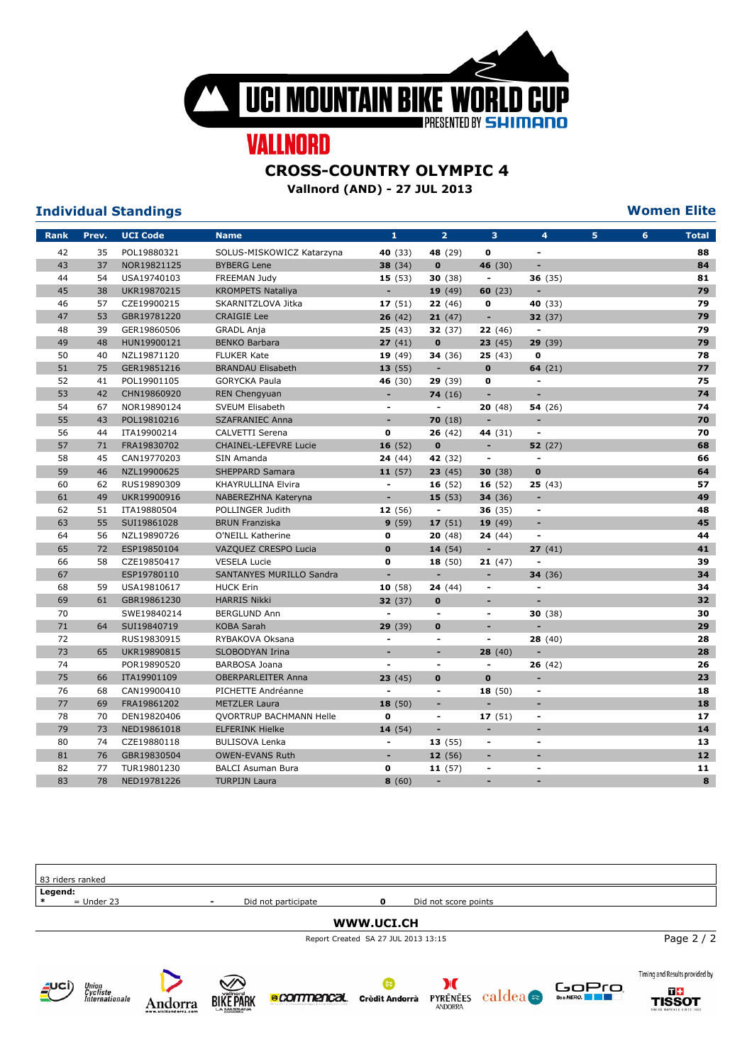# UCI MOUNTAIN BIKE WORLD CUP PRESENTED BY SHIMANO

## VALLNORD

## CROSS-COUNTRY OLYMPIC 4

**Vallnord (AND) - 27 JUL 2013**

### Individual Standings

### Women Elite

| Rank | Prev. | UCI Code | Name | 1 | 2 | 3 | 4 | 5 | 6 | Total |
|---|---|---|---|---|---|---|---|---|---|---|
| 42 | 35 | POL19880321 | SOLUS-MISKOWICZ Katarzyna | **40** (33) | **48** (29) | **0** | - | | | **88** |
| 43 | 37 | NOR19821125 | BYBERG Lene | **38** (34) | **0** | **46** (30) | - | | | **84** |
| 44 | 54 | USA19740103 | FREEMAN Judy | **15** (53) | **30** (38) | - | **36** (35) | | | **81** |
| 45 | 38 | UKR19870215 | KROMPETS Nataliya | - | **19** (49) | **60** (23) | - | | | **79** |
| 46 | 57 | CZE19900215 | SKARNITZLOVA Jitka | **17** (51) | **22** (46) | **0** | **40** (33) | | | **79** |
| 47 | 53 | GBR19781220 | CRAIGIE Lee | **26** (42) | **21** (47) | - | **32** (37) | | | **79** |
| 48 | 39 | GER19860506 | GRADL Anja | **25** (43) | **32** (37) | **22** (46) | - | | | **79** |
| 49 | 48 | HUN19900121 | BENKO Barbara | **27** (41) | **0** | **23** (45) | **29** (39) | | | **79** |
| 50 | 40 | NZL19871120 | FLUKER Kate | **19** (49) | **34** (36) | **25** (43) | **0** | | | **78** |
| 51 | 75 | GER19851216 | BRANDAU Elisabeth | **13** (55) | - | **0** | **64** (21) | | | **77** |
| 52 | 41 | POL19901105 | GORYCKA Paula | **46** (30) | **29** (39) | **0** | - | | | **75** |
| 53 | 42 | CHN19860920 | REN Chengyuan | - | **74** (16) | - | - | | | **74** |
| 54 | 67 | NOR19890124 | SVEUM Elisabeth | - | - | **20** (48) | **54** (26) | | | **74** |
| 55 | 43 | POL19810216 | SZAFRANIEC Anna | - | **70** (18) | - | - | | | **70** |
| 56 | 44 | ITA19900214 | CALVETTI Serena | **0** | **26** (42) | **44** (31) | - | | | **70** |
| 57 | 71 | FRA19830702 | CHAINEL-LEFEVRE Lucie | **16** (52) | **0** | - | **52** (27) | | | **68** |
| 58 | 45 | CAN19770203 | SIN Amanda | **24** (44) | **42** (32) | - | - | | | **66** |
| 59 | 46 | NZL19900625 | SHEPPARD Samara | **11** (57) | **23** (45) | **30** (38) | **0** | | | **64** |
| 60 | 62 | RUS19890309 | KHAYRULLINA Elvira | - | **16** (52) | **16** (52) | **25** (43) | | | **57** |
| 61 | 49 | UKR19900916 | NABEREZHNA Kateryna | - | **15** (53) | **34** (36) | - | | | **49** |
| 62 | 51 | ITA19880504 | POLLINGER Judith | **12** (56) | - | **36** (35) | - | | | **48** |
| 63 | 55 | SUI19861028 | BRUN Franziska | **9** (59) | **17** (51) | **19** (49) | - | | | **45** |
| 64 | 56 | NZL19890726 | O'NEILL Katherine | **0** | **20** (48) | **24** (44) | - | | | **44** |
| 65 | 72 | ESP19850104 | VAZQUEZ CRESPO Lucia | **0** | **14** (54) | - | **27** (41) | | | **41** |
| 66 | 58 | CZE19850417 | VESELA Lucie | **0** | **18** (50) | **21** (47) | - | | | **39** |
| 67 | | ESP19780110 | SANTANYES MURILLO Sandra | - | - | - | **34** (36) | | | **34** |
| 68 | 59 | USA19810617 | HUCK Erin | **10** (58) | **24** (44) | - | - | | | **34** |
| 69 | 61 | GBR19861230 | HARRIS Nikki | **32** (37) | **0** | - | - | | | **32** |
| 70 | | SWE19840214 | BERGLUND Ann | - | - | - | **30** (38) | | | **30** |
| 71 | 64 | SUI19840719 | KOBA Sarah | **29** (39) | **0** | - | - | | | **29** |
| 72 | | RUS19830915 | RYBAKOVA Oksana | - | - | - | **28** (40) | | | **28** |
| 73 | 65 | UKR19890815 | SLOBODYAN Irina | - | - | **28** (40) | - | | | **28** |
| 74 | | POR19890520 | BARBOSA Joana | - | - | - | **26** (42) | | | **26** |
| 75 | 66 | ITA19901109 | OBERPARLEITER Anna | **23** (45) | **0** | **0** | - | | | **23** |
| 76 | 68 | CAN19900410 | PICHETTE Andréanne | - | - | **18** (50) | - | | | **18** |
| 77 | 69 | FRA19861202 | METZLER Laura | **18** (50) | - | - | - | | | **18** |
| 78 | 70 | DEN19820406 | QVORTRUP BACHMANN Helle | **0** | - | **17** (51) | - | | | **17** |
| 79 | 73 | NED19861018 | ELFERINK Hielke | **14** (54) | - | - | - | | | **14** |
| 80 | 74 | CZE19880118 | BULISOVA Lenka | - | **13** (55) | - | - | | | **13** |
| 81 | 76 | GBR19830504 | OWEN-EVANS Ruth | - | **12** (56) | - | - | | | **12** |
| 82 | 77 | TUR19801230 | BALCI Asuman Bura | **0** | **11** (57) | - | - | | | **11** |
| 83 | 78 | NED19781226 | TURPIJN Laura | **8** (60) | - | - | - | | | **8** |

83 riders ranked

**Legend:**
* = Under 23 - Did not participate 0 Did not score points

**WWW.UCI.CH**

Report Created SA 27 JUL 2013 13:15

Timing and Results provided by TISSOT